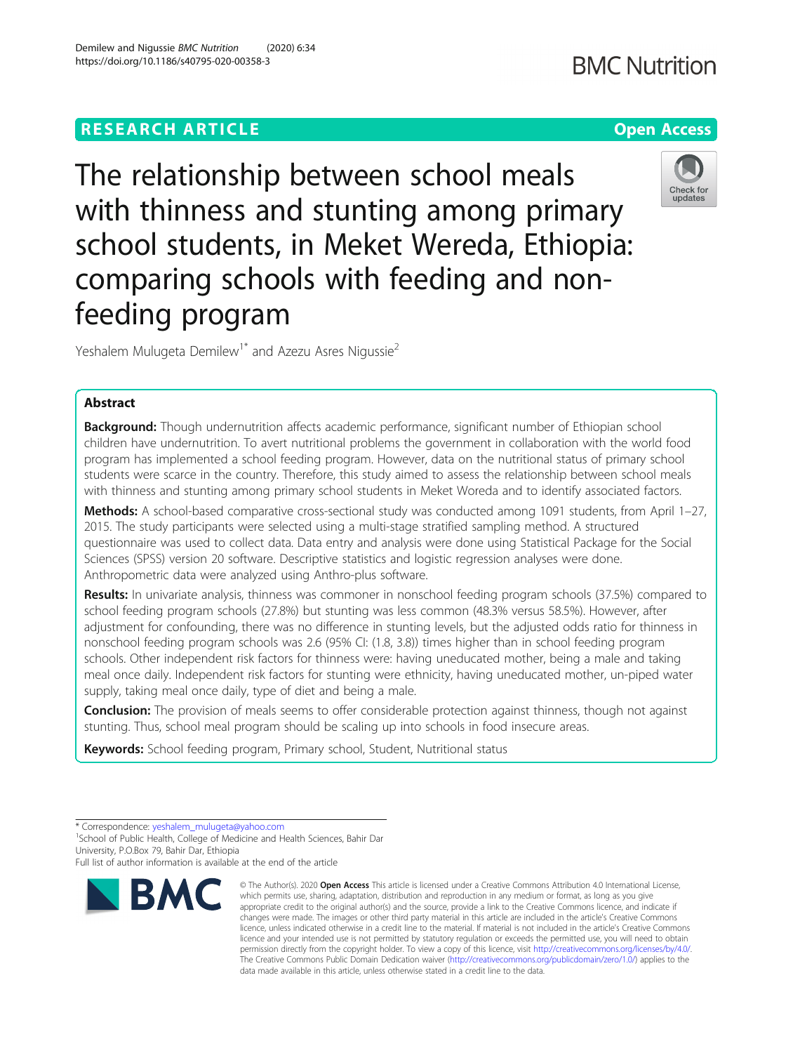RESEARCH ARTICLE

Open Access

# The relationship between school meals with thinness and stunting among primary school students, in Meket Wereda, Ethiopia: comparing schools with feeding and non-feeding program

Yeshalem Mulugeta Demilew[1*] and Azezu Asres Nigussie[2]

## Abstract

**Background:** Though undernutrition affects academic performance, significant number of Ethiopian school children have undernutrition. To avert nutritional problems the government in collaboration with the world food program has implemented a school feeding program. However, data on the nutritional status of primary school students were scarce in the country. Therefore, this study aimed to assess the relationship between school meals with thinness and stunting among primary school students in Meket Woreda and to identify associated factors.

**Methods:** A school-based comparative cross-sectional study was conducted among 1091 students, from April 1–27, 2015. The study participants were selected using a multi-stage stratified sampling method. A structured questionnaire was used to collect data. Data entry and analysis were done using Statistical Package for the Social Sciences (SPSS) version 20 software. Descriptive statistics and logistic regression analyses were done. Anthropometric data were analyzed using Anthro-plus software.

**Results:** In univariate analysis, thinness was commoner in nonschool feeding program schools (37.5%) compared to school feeding program schools (27.8%) but stunting was less common (48.3% versus 58.5%). However, after adjustment for confounding, there was no difference in stunting levels, but the adjusted odds ratio for thinness in nonschool feeding program schools was 2.6 (95% CI: (1.8, 3.8)) times higher than in school feeding program schools. Other independent risk factors for thinness were: having uneducated mother, being a male and taking meal once daily. Independent risk factors for stunting were ethnicity, having uneducated mother, un-piped water supply, taking meal once daily, type of diet and being a male.

**Conclusion:** The provision of meals seems to offer considerable protection against thinness, though not against stunting. Thus, school meal program should be scaling up into schools in food insecure areas.

**Keywords:** School feeding program, Primary school, Student, Nutritional status

* Correspondence: yeshalem_mulugeta@yahoo.com
[1]School of Public Health, College of Medicine and Health Sciences, Bahir Dar University, P.O.Box 79, Bahir Dar, Ethiopia
Full list of author information is available at the end of the article

© The Author(s). 2020 **Open Access** This article is licensed under a Creative Commons Attribution 4.0 International License, which permits use, sharing, adaptation, distribution and reproduction in any medium or format, as long as you give appropriate credit to the original author(s) and the source, provide a link to the Creative Commons licence, and indicate if changes were made. The images or other third party material in this article are included in the article's Creative Commons licence, unless indicated otherwise in a credit line to the material. If material is not included in the article's Creative Commons licence and your intended use is not permitted by statutory regulation or exceeds the permitted use, you will need to obtain permission directly from the copyright holder. To view a copy of this licence, visit http://creativecommons.org/licenses/by/4.0/. The Creative Commons Public Domain Dedication waiver (http://creativecommons.org/publicdomain/zero/1.0/) applies to the data made available in this article, unless otherwise stated in a credit line to the data.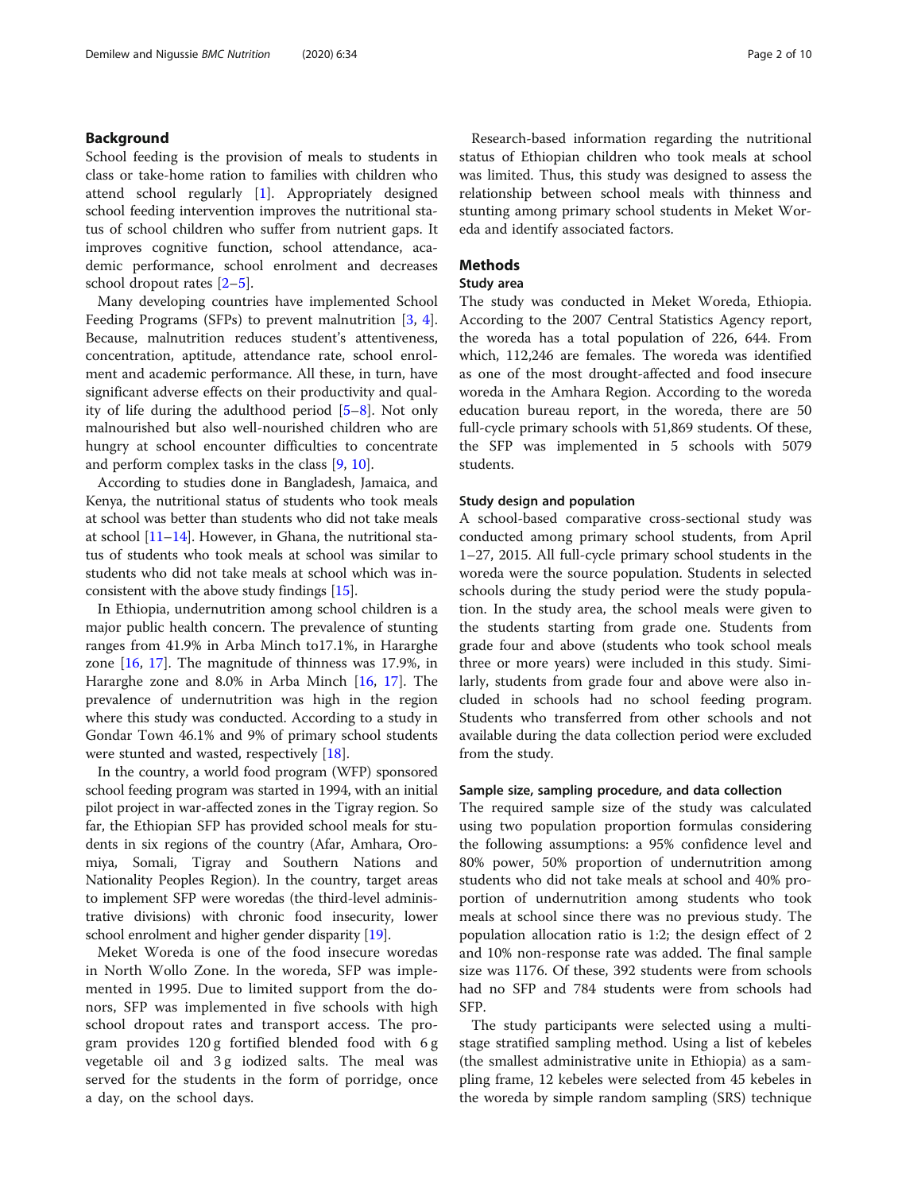## Background

School feeding is the provision of meals to students in class or take-home ration to families with children who attend school regularly [1]. Appropriately designed school feeding intervention improves the nutritional status of school children who suffer from nutrient gaps. It improves cognitive function, school attendance, academic performance, school enrolment and decreases school dropout rates [2–5].

Many developing countries have implemented School Feeding Programs (SFPs) to prevent malnutrition [3, 4]. Because, malnutrition reduces student's attentiveness, concentration, aptitude, attendance rate, school enrolment and academic performance. All these, in turn, have significant adverse effects on their productivity and quality of life during the adulthood period [5–8]. Not only malnourished but also well-nourished children who are hungry at school encounter difficulties to concentrate and perform complex tasks in the class [9, 10].

According to studies done in Bangladesh, Jamaica, and Kenya, the nutritional status of students who took meals at school was better than students who did not take meals at school [11–14]. However, in Ghana, the nutritional status of students who took meals at school was similar to students who did not take meals at school which was inconsistent with the above study findings [15].

In Ethiopia, undernutrition among school children is a major public health concern. The prevalence of stunting ranges from 41.9% in Arba Minch to17.1%, in Hararghe zone [16, 17]. The magnitude of thinness was 17.9%, in Hararghe zone and 8.0% in Arba Minch [16, 17]. The prevalence of undernutrition was high in the region where this study was conducted. According to a study in Gondar Town 46.1% and 9% of primary school students were stunted and wasted, respectively [18].

In the country, a world food program (WFP) sponsored school feeding program was started in 1994, with an initial pilot project in war-affected zones in the Tigray region. So far, the Ethiopian SFP has provided school meals for students in six regions of the country (Afar, Amhara, Oromiya, Somali, Tigray and Southern Nations and Nationality Peoples Region). In the country, target areas to implement SFP were woredas (the third-level administrative divisions) with chronic food insecurity, lower school enrolment and higher gender disparity [19].

Meket Woreda is one of the food insecure woredas in North Wollo Zone. In the woreda, SFP was implemented in 1995. Due to limited support from the donors, SFP was implemented in five schools with high school dropout rates and transport access. The program provides 120 g fortified blended food with 6 g vegetable oil and 3 g iodized salts. The meal was served for the students in the form of porridge, once a day, on the school days.

Research-based information regarding the nutritional status of Ethiopian children who took meals at school was limited. Thus, this study was designed to assess the relationship between school meals with thinness and stunting among primary school students in Meket Woreda and identify associated factors.

## Methods

### Study area

The study was conducted in Meket Woreda, Ethiopia. According to the 2007 Central Statistics Agency report, the woreda has a total population of 226, 644. From which, 112,246 are females. The woreda was identified as one of the most drought-affected and food insecure woreda in the Amhara Region. According to the woreda education bureau report, in the woreda, there are 50 full-cycle primary schools with 51,869 students. Of these, the SFP was implemented in 5 schools with 5079 students.

### Study design and population

A school-based comparative cross-sectional study was conducted among primary school students, from April 1–27, 2015. All full-cycle primary school students in the woreda were the source population. Students in selected schools during the study period were the study population. In the study area, the school meals were given to the students starting from grade one. Students from grade four and above (students who took school meals three or more years) were included in this study. Similarly, students from grade four and above were also included in schools had no school feeding program. Students who transferred from other schools and not available during the data collection period were excluded from the study.

### Sample size, sampling procedure, and data collection

The required sample size of the study was calculated using two population proportion formulas considering the following assumptions: a 95% confidence level and 80% power, 50% proportion of undernutrition among students who did not take meals at school and 40% proportion of undernutrition among students who took meals at school since there was no previous study. The population allocation ratio is 1:2; the design effect of 2 and 10% non-response rate was added. The final sample size was 1176. Of these, 392 students were from schools had no SFP and 784 students were from schools had SFP.

The study participants were selected using a multi-stage stratified sampling method. Using a list of kebeles (the smallest administrative unite in Ethiopia) as a sampling frame, 12 kebeles were selected from 45 kebeles in the woreda by simple random sampling (SRS) technique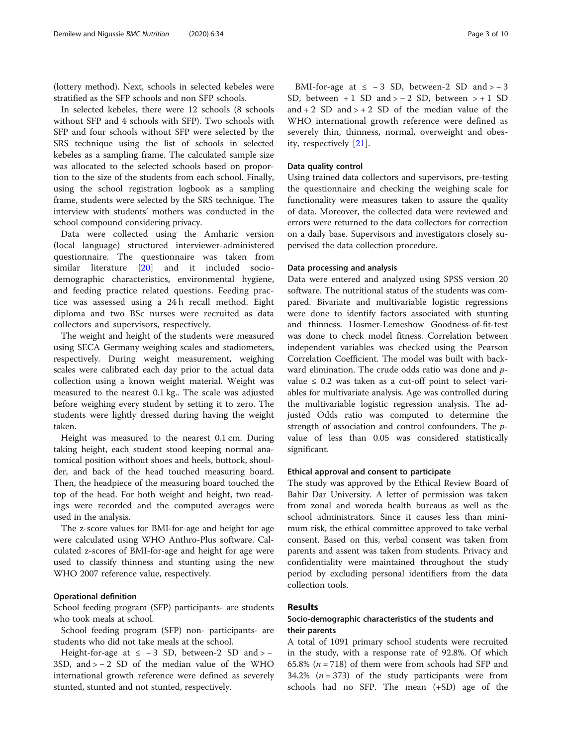(lottery method). Next, schools in selected kebeles were stratified as the SFP schools and non SFP schools.

In selected kebeles, there were 12 schools (8 schools without SFP and 4 schools with SFP). Two schools with SFP and four schools without SFP were selected by the SRS technique using the list of schools in selected kebeles as a sampling frame. The calculated sample size was allocated to the selected schools based on proportion to the size of the students from each school. Finally, using the school registration logbook as a sampling frame, students were selected by the SRS technique. The interview with students' mothers was conducted in the school compound considering privacy.

Data were collected using the Amharic version (local language) structured interviewer-administered questionnaire. The questionnaire was taken from similar literature [20] and it included socio-demographic characteristics, environmental hygiene, and feeding practice related questions. Feeding practice was assessed using a 24 h recall method. Eight diploma and two BSc nurses were recruited as data collectors and supervisors, respectively.

The weight and height of the students were measured using SECA Germany weighing scales and stadiometers, respectively. During weight measurement, weighing scales were calibrated each day prior to the actual data collection using a known weight material. Weight was measured to the nearest 0.1 kg.. The scale was adjusted before weighing every student by setting it to zero. The students were lightly dressed during having the weight taken.

Height was measured to the nearest 0.1 cm. During taking height, each student stood keeping normal anatomical position without shoes and heels, buttock, shoulder, and back of the head touched measuring board. Then, the headpiece of the measuring board touched the top of the head. For both weight and height, two readings were recorded and the computed averages were used in the analysis.

The z-score values for BMI-for-age and height for age were calculated using WHO Anthro-Plus software. Calculated z-scores of BMI-for-age and height for age were used to classify thinness and stunting using the new WHO 2007 reference value, respectively.

### Operational definition

School feeding program (SFP) participants- are students who took meals at school.

School feeding program (SFP) non- participants- are students who did not take meals at the school.

Height-for-age at $\leq -3$ SD, between-2 SD and $> -3$SD, and $> -2$ SD of the median value of the WHO international growth reference were defined as severely stunted, stunted and not stunted, respectively.

BMI-for-age at $\leq -3$ SD, between-2 SD and $> -3$ SD, between $+1$ SD and $> -2$ SD, between $> +1$ SD and $+2$ SD and $> +2$ SD of the median value of the WHO international growth reference were defined as severely thin, thinness, normal, overweight and obesity, respectively [21].

### Data quality control

Using trained data collectors and supervisors, pre-testing the questionnaire and checking the weighing scale for functionality were measures taken to assure the quality of data. Moreover, the collected data were reviewed and errors were returned to the data collectors for correction on a daily base. Supervisors and investigators closely supervised the data collection procedure.

### Data processing and analysis

Data were entered and analyzed using SPSS version 20 software. The nutritional status of the students was compared. Bivariate and multivariable logistic regressions were done to identify factors associated with stunting and thinness. Hosmer-Lemeshow Goodness-of-fit-test was done to check model fitness. Correlation between independent variables was checked using the Pearson Correlation Coefficient. The model was built with backward elimination. The crude odds ratio was done and $p$-value $\leq 0.2$ was taken as a cut-off point to select variables for multivariate analysis. Age was controlled during the multivariable logistic regression analysis. The adjusted Odds ratio was computed to determine the strength of association and control confounders. The $p$-value of less than 0.05 was considered statistically significant.

### Ethical approval and consent to participate

The study was approved by the Ethical Review Board of Bahir Dar University. A letter of permission was taken from zonal and woreda health bureaus as well as the school administrators. Since it causes less than minimum risk, the ethical committee approved to take verbal consent. Based on this, verbal consent was taken from parents and assent was taken from students. Privacy and confidentiality were maintained throughout the study period by excluding personal identifiers from the data collection tools.

## Results

### Socio-demographic characteristics of the students and their parents

A total of 1091 primary school students were recruited in the study, with a response rate of 92.8%. Of which 65.8% ($n = 718$) of them were from schools had SFP and 34.2% ($n = 373$) of the study participants were from schools had no SFP. The mean ($\pm$SD) age of the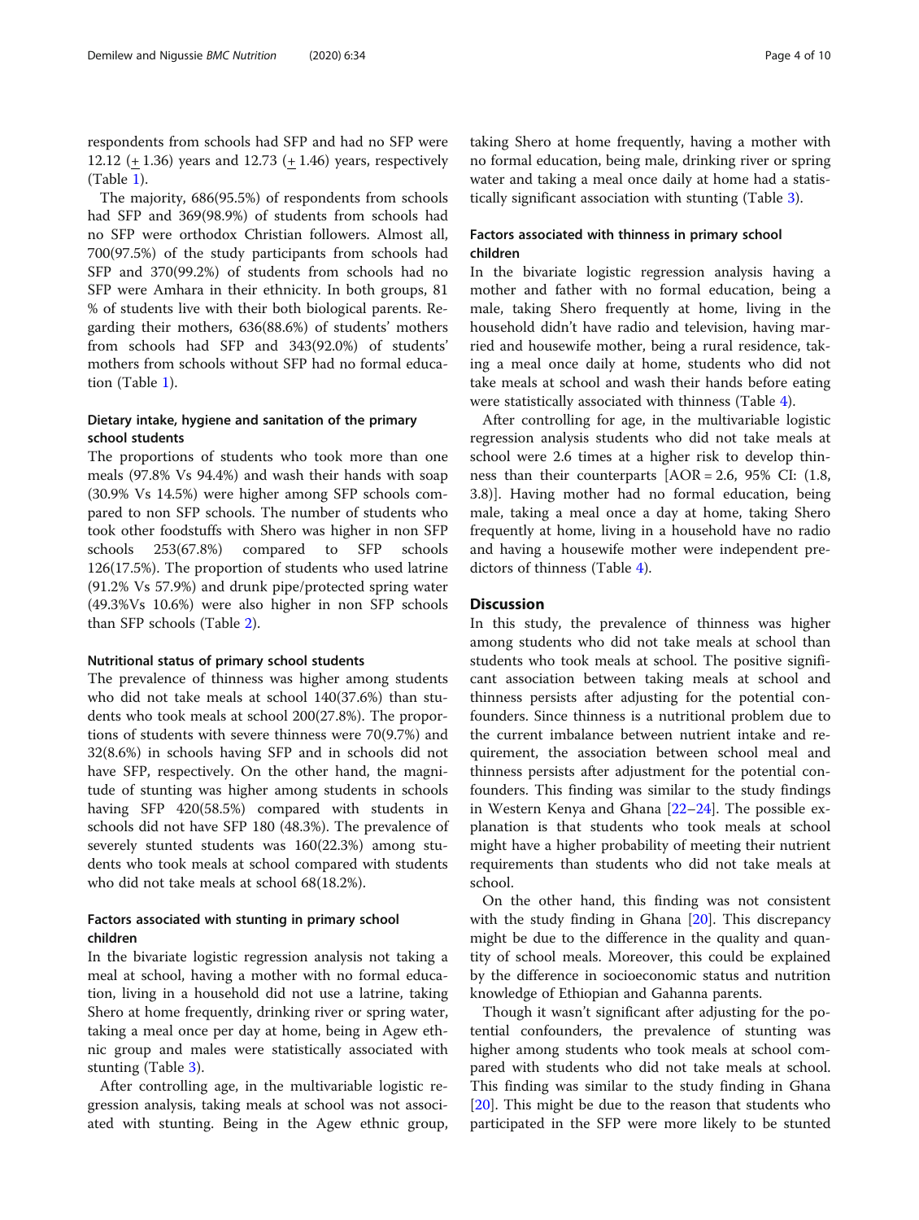respondents from schools had SFP and had no SFP were 12.12 (± 1.36) years and 12.73 (± 1.46) years, respectively (Table 1).

The majority, 686(95.5%) of respondents from schools had SFP and 369(98.9%) of students from schools had no SFP were orthodox Christian followers. Almost all, 700(97.5%) of the study participants from schools had SFP and 370(99.2%) of students from schools had no SFP were Amhara in their ethnicity. In both groups, 81 % of students live with their both biological parents. Regarding their mothers, 636(88.6%) of students' mothers from schools had SFP and 343(92.0%) of students' mothers from schools without SFP had no formal education (Table 1).

### Dietary intake, hygiene and sanitation of the primary school students

The proportions of students who took more than one meals (97.8% Vs 94.4%) and wash their hands with soap (30.9% Vs 14.5%) were higher among SFP schools compared to non SFP schools. The number of students who took other foodstuffs with Shero was higher in non SFP schools 253(67.8%) compared to SFP schools 126(17.5%). The proportion of students who used latrine (91.2% Vs 57.9%) and drunk pipe/protected spring water (49.3%Vs 10.6%) were also higher in non SFP schools than SFP schools (Table 2).

#### Nutritional status of primary school students

The prevalence of thinness was higher among students who did not take meals at school 140(37.6%) than students who took meals at school 200(27.8%). The proportions of students with severe thinness were 70(9.7%) and 32(8.6%) in schools having SFP and in schools did not have SFP, respectively. On the other hand, the magnitude of stunting was higher among students in schools having SFP 420(58.5%) compared with students in schools did not have SFP 180 (48.3%). The prevalence of severely stunted students was 160(22.3%) among students who took meals at school compared with students who did not take meals at school 68(18.2%).

### Factors associated with stunting in primary school children

In the bivariate logistic regression analysis not taking a meal at school, having a mother with no formal education, living in a household did not use a latrine, taking Shero at home frequently, drinking river or spring water, taking a meal once per day at home, being in Agew ethnic group and males were statistically associated with stunting (Table 3).

After controlling age, in the multivariable logistic regression analysis, taking meals at school was not associated with stunting. Being in the Agew ethnic group, taking Shero at home frequently, having a mother with no formal education, being male, drinking river or spring water and taking a meal once daily at home had a statistically significant association with stunting (Table 3).

### Factors associated with thinness in primary school children

In the bivariate logistic regression analysis having a mother and father with no formal education, being a male, taking Shero frequently at home, living in the household didn't have radio and television, having married and housewife mother, being a rural residence, taking a meal once daily at home, students who did not take meals at school and wash their hands before eating were statistically associated with thinness (Table 4).

After controlling for age, in the multivariable logistic regression analysis students who did not take meals at school were 2.6 times at a higher risk to develop thinness than their counterparts [AOR = 2.6, 95% CI: (1.8, 3.8)]. Having mother had no formal education, being male, taking a meal once a day at home, taking Shero frequently at home, living in a household have no radio and having a housewife mother were independent predictors of thinness (Table 4).

## Discussion

In this study, the prevalence of thinness was higher among students who did not take meals at school than students who took meals at school. The positive significant association between taking meals at school and thinness persists after adjusting for the potential confounders. Since thinness is a nutritional problem due to the current imbalance between nutrient intake and requirement, the association between school meal and thinness persists after adjustment for the potential confounders. This finding was similar to the study findings in Western Kenya and Ghana [22–24]. The possible explanation is that students who took meals at school might have a higher probability of meeting their nutrient requirements than students who did not take meals at school.

On the other hand, this finding was not consistent with the study finding in Ghana [20]. This discrepancy might be due to the difference in the quality and quantity of school meals. Moreover, this could be explained by the difference in socioeconomic status and nutrition knowledge of Ethiopian and Gahanna parents.

Though it wasn't significant after adjusting for the potential confounders, the prevalence of stunting was higher among students who took meals at school compared with students who did not take meals at school. This finding was similar to the study finding in Ghana [20]. This might be due to the reason that students who participated in the SFP were more likely to be stunted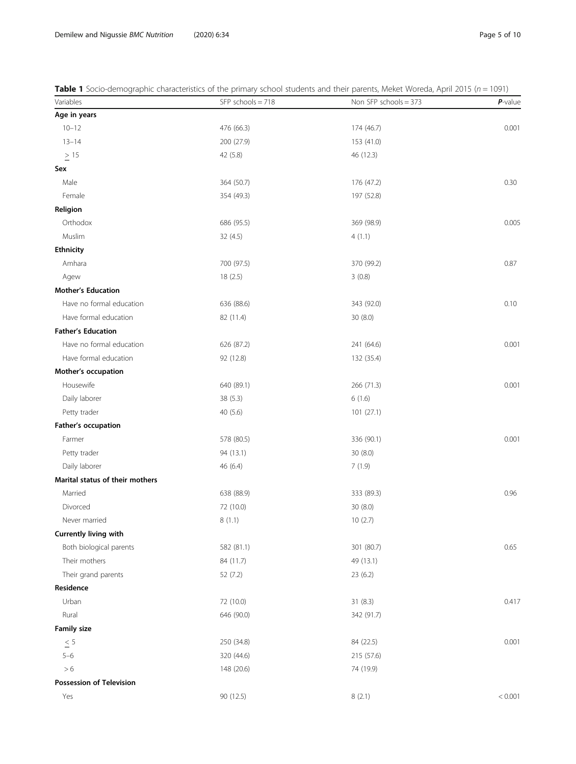**Table 1** Socio-demographic characteristics of the primary school students and their parents, Meket Woreda, April 2015 ($n = 1091$)

| Variables | SFP schools = 718 | Non SFP schools = 373 | ***P*-value** |
|---|---|---|---|
| **Age in years** | | | |
| 10–12 | 476 (66.3) | 174 (46.7) | 0.001 |
| 13–14 | 200 (27.9) | 153 (41.0) | |
| ≥ 15 | 42 (5.8) | 46 (12.3) | |
| **Sex** | | | |
| Male | 364 (50.7) | 176 (47.2) | 0.30 |
| Female | 354 (49.3) | 197 (52.8) | |
| **Religion** | | | |
| Orthodox | 686 (95.5) | 369 (98.9) | 0.005 |
| Muslim | 32 (4.5) | 4 (1.1) | |
| **Ethnicity** | | | |
| Amhara | 700 (97.5) | 370 (99.2) | 0.87 |
| Agew | 18 (2.5) | 3 (0.8) | |
| **Mother's Education** | | | |
| Have no formal education | 636 (88.6) | 343 (92.0) | 0.10 |
| Have formal education | 82 (11.4) | 30 (8.0) | |
| **Father's Education** | | | |
| Have no formal education | 626 (87.2) | 241 (64.6) | 0.001 |
| Have formal education | 92 (12.8) | 132 (35.4) | |
| **Mother's occupation** | | | |
| Housewife | 640 (89.1) | 266 (71.3) | 0.001 |
| Daily laborer | 38 (5.3) | 6 (1.6) | |
| Petty trader | 40 (5.6) | 101 (27.1) | |
| **Father's occupation** | | | |
| Farmer | 578 (80.5) | 336 (90.1) | 0.001 |
| Petty trader | 94 (13.1) | 30 (8.0) | |
| Daily laborer | 46 (6.4) | 7 (1.9) | |
| **Marital status of their mothers** | | | |
| Married | 638 (88.9) | 333 (89.3) | 0.96 |
| Divorced | 72 (10.0) | 30 (8.0) | |
| Never married | 8 (1.1) | 10 (2.7) | |
| **Currently living with** | | | |
| Both biological parents | 582 (81.1) | 301 (80.7) | 0.65 |
| Their mothers | 84 (11.7) | 49 (13.1) | |
| Their grand parents | 52 (7.2) | 23 (6.2) | |
| **Residence** | | | |
| Urban | 72 (10.0) | 31 (8.3) | 0.417 |
| Rural | 646 (90.0) | 342 (91.7) | |
| **Family size** | | | |
| ≤ 5 | 250 (34.8) | 84 (22.5) | 0.001 |
| 5–6 | 320 (44.6) | 215 (57.6) | |
| > 6 | 148 (20.6) | 74 (19.9) | |
| **Possession of Television** | | | |
| Yes | 90 (12.5) | 8 (2.1) | < 0.001 |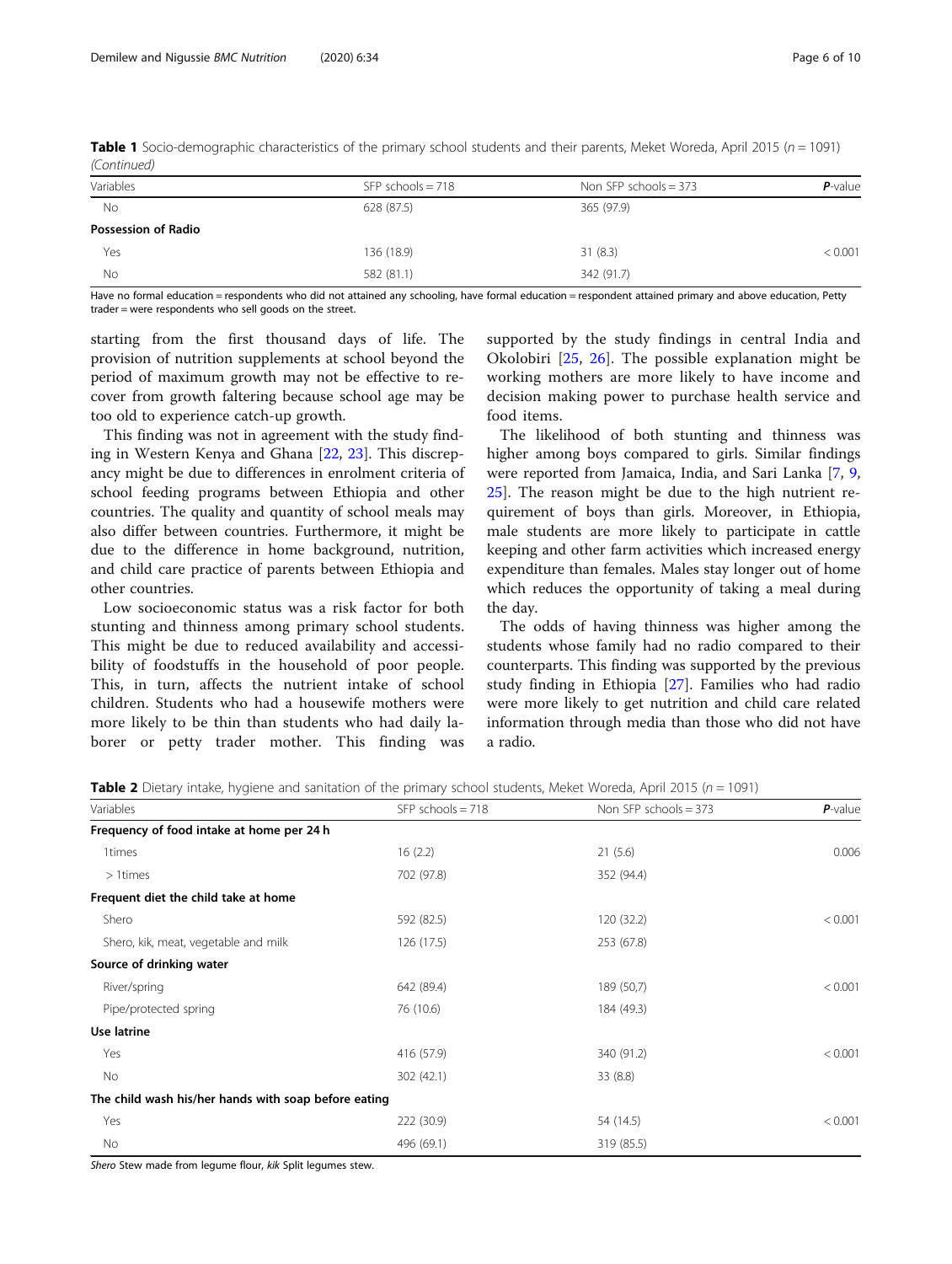**Table 1** Socio-demographic characteristics of the primary school students and their parents, Meket Woreda, April 2015 ($n = 1091$) *(Continued)*

| Variables | SFP schools = 718 | Non SFP schools = 373 | ***P*-value** |
|---|---|---|---|
| No | 628 (87.5) | 365 (97.9) | |
| **Possession of Radio** | | | |
| Yes | 136 (18.9) | 31 (8.3) | < 0.001 |
| No | 582 (81.1) | 342 (91.7) | |

Have no formal education = respondents who did not attained any schooling, have formal education = respondent attained primary and above education, Petty trader = were respondents who sell goods on the street.

starting from the first thousand days of life. The provision of nutrition supplements at school beyond the period of maximum growth may not be effective to recover from growth faltering because school age may be too old to experience catch-up growth.

This finding was not in agreement with the study finding in Western Kenya and Ghana [22, 23]. This discrepancy might be due to differences in enrolment criteria of school feeding programs between Ethiopia and other countries. The quality and quantity of school meals may also differ between countries. Furthermore, it might be due to the difference in home background, nutrition, and child care practice of parents between Ethiopia and other countries.

Low socioeconomic status was a risk factor for both stunting and thinness among primary school students. This might be due to reduced availability and accessibility of foodstuffs in the household of poor people. This, in turn, affects the nutrient intake of school children. Students who had a housewife mothers were more likely to be thin than students who had daily laborer or petty trader mother. This finding was supported by the study findings in central India and Okolobiri [25, 26]. The possible explanation might be working mothers are more likely to have income and decision making power to purchase health service and food items.

The likelihood of both stunting and thinness was higher among boys compared to girls. Similar findings were reported from Jamaica, India, and Sari Lanka [7, 9, 25]. The reason might be due to the high nutrient requirement of boys than girls. Moreover, in Ethiopia, male students are more likely to participate in cattle keeping and other farm activities which increased energy expenditure than females. Males stay longer out of home which reduces the opportunity of taking a meal during the day.

The odds of having thinness was higher among the students whose family had no radio compared to their counterparts. This finding was supported by the previous study finding in Ethiopia [27]. Families who had radio were more likely to get nutrition and child care related information through media than those who did not have a radio.

**Table 2** Dietary intake, hygiene and sanitation of the primary school students, Meket Woreda, April 2015 ($n = 1091$)

| Variables | SFP schools = 718 | Non SFP schools = 373 | ***P*-value** |
|---|---|---|---|
| **Frequency of food intake at home per 24 h** | | | |
| 1times | 16 (2.2) | 21 (5.6) | 0.006 |
| > 1times | 702 (97.8) | 352 (94.4) | |
| **Frequent diet the child take at home** | | | |
| Shero | 592 (82.5) | 120 (32.2) | < 0.001 |
| Shero, kik, meat, vegetable and milk | 126 (17.5) | 253 (67.8) | |
| **Source of drinking water** | | | |
| River/spring | 642 (89.4) | 189 (50,7) | < 0.001 |
| Pipe/protected spring | 76 (10.6) | 184 (49.3) | |
| **Use latrine** | | | |
| Yes | 416 (57.9) | 340 (91.2) | < 0.001 |
| No | 302 (42.1) | 33 (8.8) | |
| **The child wash his/her hands with soap before eating** | | | |
| Yes | 222 (30.9) | 54 (14.5) | < 0.001 |
| No | 496 (69.1) | 319 (85.5) | |

*Shero* Stew made from legume flour, *kik* Split legumes stew.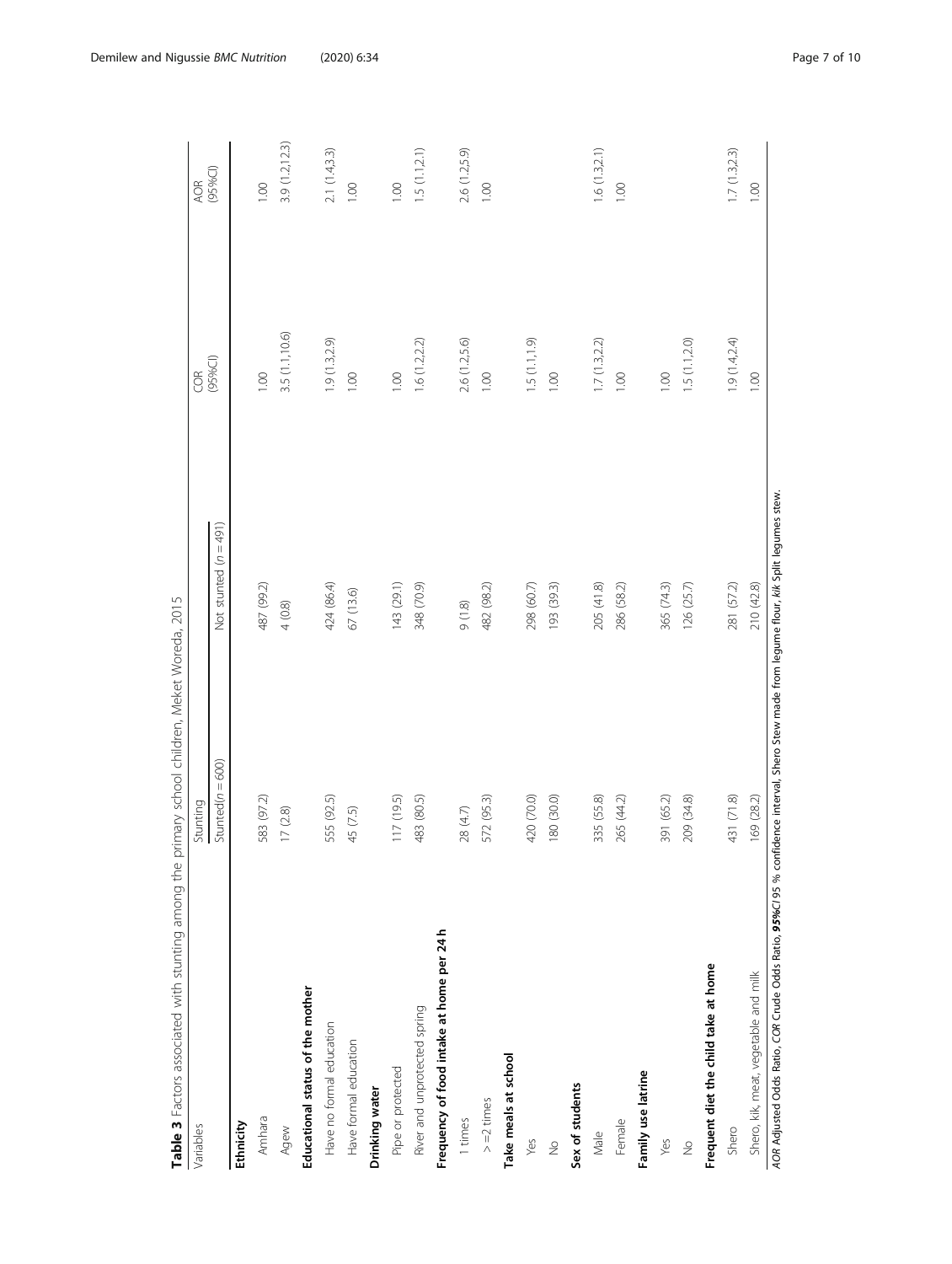**Table 3** Factors associated with stunting among the primary school children, Meket Woreda, 2015

| Variables | Stunting | | COR (95%CI) | AOR (95%CI) |
|---|---|---|---|---|
| | Stunted(n = 600) | Not stunted (n = 491) | | |
| **Ethnicity** | | | | |
| Amhara | 583 (97.2) | 487 (99.2) | 1.00 | 1.00 |
| Agew | 17 (2.8) | 4 (0.8) | 3.5 (1.1,10.6) | 3.9 (1.2,12.3) |
| **Educational status of the mother** | | | | |
| Have no formal education | 555 (92.5) | 424 (86.4) | 1.9 (1.3,2.9) | 2.1 (1.4,3.3) |
| Have formal education | 45 (7.5) | 67 (13.6) | 1.00 | 1.00 |
| **Drinking water** | | | | |
| Pipe or protected | 117 (19.5) | 143 (29.1) | 1.00 | 1.00 |
| River and unprotected spring | 483 (80.5) | 348 (70.9) | 1.6 (1.2,2.2) | 1.5 (1.1,2.1) |
| **Frequency of food intake at home per 24 h** | | | | |
| 1 times | 28 (4.7) | 9 (1.8) | 2.6 (1.2,5.6) | 2.6 (1.2,5.9) |
| > =2 times | 572 (95.3) | 482 (98.2) | 1.00 | 1.00 |
| **Take meals at school** | | | | |
| Yes | 420 (70.0) | 298 (60.7) | 1.5 (1.1,1.9) | |
| No | 180 (30.0) | 193 (39.3) | 1.00 | |
| **Sex of students** | | | | |
| Male | 335 (55.8) | 205 (41.8) | 1.7 (1.3,2.2) | 1.6 (1.3,2.1) |
| Female | 265 (44.2) | 286 (58.2) | 1.00 | 1.00 |
| **Family use latrine** | | | | |
| Yes | 391 (65.2) | 365 (74.3) | 1.00 | |
| No | 209 (34.8) | 126 (25.7) | 1.5 (1.1,2.0) | |
| **Frequent diet the child take at home** | | | | |
| Shero | 431 (71.8) | 281 (57.2) | 1.9 (1.4,2.4) | 1.7 (1.3,2.3) |
| Shero, kik, meat, vegetable and milk | 169 (28.2) | 210 (42.8) | 1.00 | 1.00 |

*AOR* Adjusted Odds Ratio, *COR* Crude Odds Ratio, ***95%CI*** 95 % confidence interval, Shero Stew made from legume flour, *kik* Split legumes stew.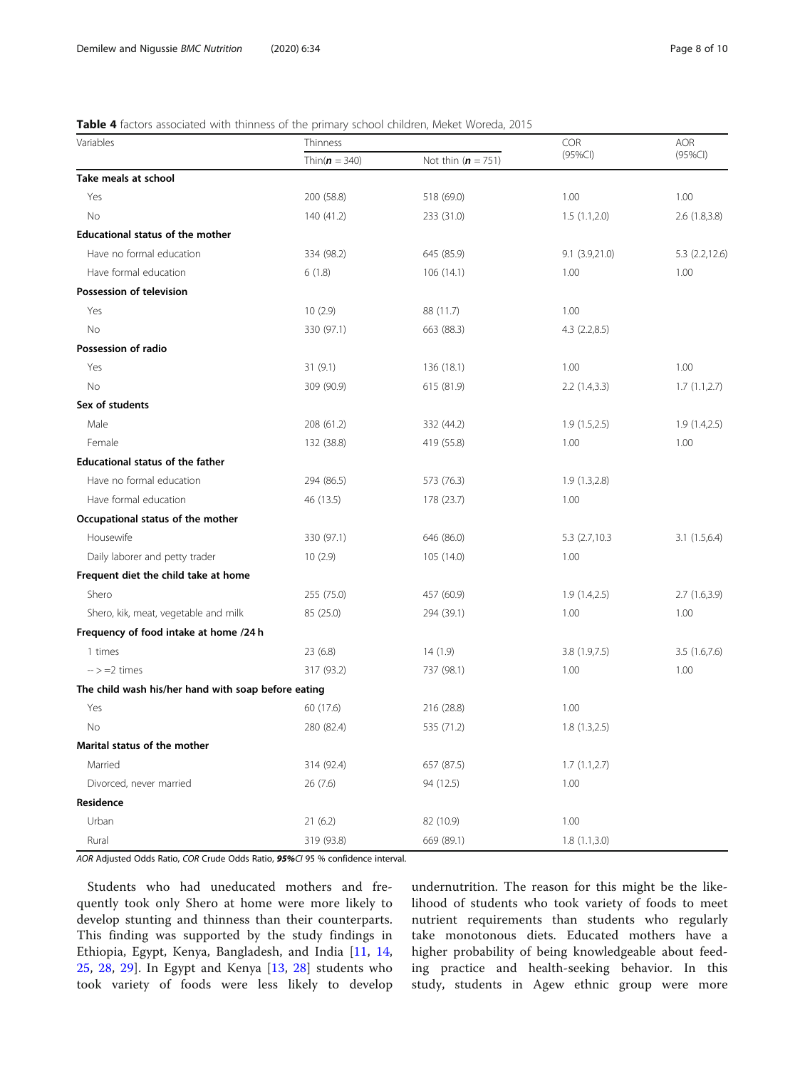**Table 4** factors associated with thinness of the primary school children, Meket Woreda, 2015

| Variables | Thinness | | COR (95%CI) | AOR (95%CI) |
|---|---|---|---|---|
| | Thin(**n** = 340) | Not thin (**n** = 751) | | |
| **Take meals at school** | | | | |
| Yes | 200 (58.8) | 518 (69.0) | 1.00 | 1.00 |
| No | 140 (41.2) | 233 (31.0) | 1.5 (1.1,2.0) | 2.6 (1.8,3.8) |
| **Educational status of the mother** | | | | |
| Have no formal education | 334 (98.2) | 645 (85.9) | 9.1 (3.9,21.0) | 5.3 (2.2,12.6) |
| Have formal education | 6 (1.8) | 106 (14.1) | 1.00 | 1.00 |
| **Possession of television** | | | | |
| Yes | 10 (2.9) | 88 (11.7) | 1.00 | |
| No | 330 (97.1) | 663 (88.3) | 4.3 (2.2,8.5) | |
| **Possession of radio** | | | | |
| Yes | 31 (9.1) | 136 (18.1) | 1.00 | 1.00 |
| No | 309 (90.9) | 615 (81.9) | 2.2 (1.4,3.3) | 1.7 (1.1,2.7) |
| **Sex of students** | | | | |
| Male | 208 (61.2) | 332 (44.2) | 1.9 (1.5,2.5) | 1.9 (1.4,2.5) |
| Female | 132 (38.8) | 419 (55.8) | 1.00 | 1.00 |
| **Educational status of the father** | | | | |
| Have no formal education | 294 (86.5) | 573 (76.3) | 1.9 (1.3,2.8) | |
| Have formal education | 46 (13.5) | 178 (23.7) | 1.00 | |
| **Occupational status of the mother** | | | | |
| Housewife | 330 (97.1) | 646 (86.0) | 5.3 (2.7,10.3 | 3.1 (1.5,6.4) |
| Daily laborer and petty trader | 10 (2.9) | 105 (14.0) | 1.00 | |
| **Frequent diet the child take at home** | | | | |
| Shero | 255 (75.0) | 457 (60.9) | 1.9 (1.4,2.5) | 2.7 (1.6,3.9) |
| Shero, kik, meat, vegetable and milk | 85 (25.0) | 294 (39.1) | 1.00 | 1.00 |
| **Frequency of food intake at home /24 h** | | | | |
| 1 times | 23 (6.8) | 14 (1.9) | 3.8 (1.9,7.5) | 3.5 (1.6,7.6) |
| -- > =2 times | 317 (93.2) | 737 (98.1) | 1.00 | 1.00 |
| **The child wash his/her hand with soap before eating** | | | | |
| Yes | 60 (17.6) | 216 (28.8) | 1.00 | |
| No | 280 (82.4) | 535 (71.2) | 1.8 (1.3,2.5) | |
| **Marital status of the mother** | | | | |
| Married | 314 (92.4) | 657 (87.5) | 1.7 (1.1,2.7) | |
| Divorced, never married | 26 (7.6) | 94 (12.5) | 1.00 | |
| **Residence** | | | | |
| Urban | 21 (6.2) | 82 (10.9) | 1.00 | |
| Rural | 319 (93.8) | 669 (89.1) | 1.8 (1.1,3.0) | |

*AOR* Adjusted Odds Ratio, *COR* Crude Odds Ratio, ***95%****CI* 95 % confidence interval.

Students who had uneducated mothers and frequently took only Shero at home were more likely to develop stunting and thinness than their counterparts. This finding was supported by the study findings in Ethiopia, Egypt, Kenya, Bangladesh, and India [11, 14, 25, 28, 29]. In Egypt and Kenya [13, 28] students who took variety of foods were less likely to develop undernutrition. The reason for this might be the likelihood of students who took variety of foods to meet nutrient requirements than students who regularly take monotonous diets. Educated mothers have a higher probability of being knowledgeable about feeding practice and health-seeking behavior. In this study, students in Agew ethnic group were more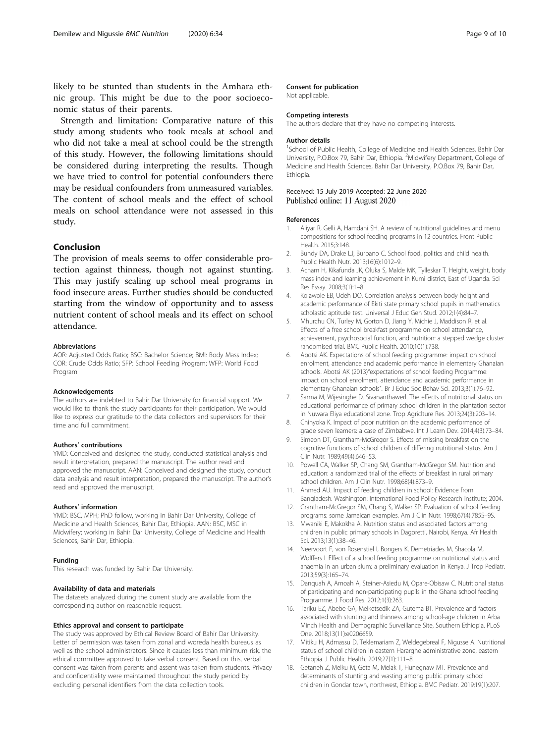likely to be stunted than students in the Amhara ethnic group. This might be due to the poor socioeconomic status of their parents.

Strength and limitation: Comparative nature of this study among students who took meals at school and who did not take a meal at school could be the strength of this study. However, the following limitations should be considered during interpreting the results. Though we have tried to control for potential confounders there may be residual confounders from unmeasured variables. The content of school meals and the effect of school meals on school attendance were not assessed in this study.

## Conclusion

The provision of meals seems to offer considerable protection against thinness, though not against stunting. This may justify scaling up school meal programs in food insecure areas. Further studies should be conducted starting from the window of opportunity and to assess nutrient content of school meals and its effect on school attendance.

#### Abbreviations

AOR: Adjusted Odds Ratio; BSC: Bachelor Science; BMI: Body Mass Index; COR: Crude Odds Ratio; SFP: School Feeding Program; WFP: World Food Program

#### Acknowledgements

The authors are indebted to Bahir Dar University for financial support. We would like to thank the study participants for their participation. We would like to express our gratitude to the data collectors and supervisors for their time and full commitment.

#### Authors' contributions

YMD: Conceived and designed the study, conducted statistical analysis and result interpretation, prepared the manuscript. The author read and approved the manuscript. AAN: Conceived and designed the study, conduct data analysis and result interpretation, prepared the manuscript. The author's read and approved the manuscript.

#### Authors' information

YMD: BSC, MPH; PhD follow, working in Bahir Dar University, College of Medicine and Health Sciences, Bahir Dar, Ethiopia. AAN: BSC, MSC in Midwifery; working in Bahir Dar University, College of Medicine and Health Sciences, Bahir Dar, Ethiopia.

#### Funding

This research was funded by Bahir Dar University.

#### Availability of data and materials

The datasets analyzed during the current study are available from the corresponding author on reasonable request.

#### Ethics approval and consent to participate

The study was approved by Ethical Review Board of Bahir Dar University. Letter of permission was taken from zonal and woreda health bureaus as well as the school administrators. Since it causes less than minimum risk, the ethical committee approved to take verbal consent. Based on this, verbal consent was taken from parents and assent was taken from students. Privacy and confidentiality were maintained throughout the study period by excluding personal identifiers from the data collection tools.

#### Consent for publication

Not applicable.

#### Competing interests

The authors declare that they have no competing interests.

#### Author details

[1]School of Public Health, College of Medicine and Health Sciences, Bahir Dar University, P.O.Box 79, Bahir Dar, Ethiopia. [2]Midwifery Department, College of Medicine and Health Sciences, Bahir Dar University, P.O.Box 79, Bahir Dar, Ethiopia.

Received: 15 July 2019 Accepted: 22 June 2020
Published online: 11 August 2020

#### References

1. Aliyar R, Gelli A, Hamdani SH. A review of nutritional guidelines and menu compositions for school feeding programs in 12 countries. Front Public Health. 2015;3:148.
2. Bundy DA, Drake LJ, Burbano C. School food, politics and child health. Public Health Nutr. 2013;16(6):1012–9.
3. Acham H, Kikafunda JK, Oluka S, Malde MK, Tylleskar T. Height, weight, body mass index and learning achievement in Kumi district, East of Uganda. Sci Res Essay. 2008;3(1):1–8.
4. Kolawole EB, Udeh DO. Correlation analysis between body height and academic performance of Ekiti state primary school pupils in mathematics scholastic aptitude test. Universal J Educ Gen Stud. 2012;1(4):84–7.
5. Mhurchu CN, Turley M, Gorton D, Jiang Y, Michie J, Maddison R, et al. Effects of a free school breakfast programme on school attendance, achievement, psychosocial function, and nutrition: a stepped wedge cluster randomised trial. BMC Public Health. 2010;10(1):738.
6. Abotsi AK. Expectations of school feeding programme: impact on school enrolment, attendance and academic performance in elementary Ghanaian schools. Abotsi AK (2013)"expectations of school feeding Programme: impact on school enrolment, attendance and academic performance in elementary Ghanaian schools". Br J Educ Soc Behav Sci. 2013;3(1):76–92.
7. Sarma M, Wijesinghe D. Sivananthawerl. The effects of nutritional status on educational performance of primary school children in the plantation sector in Nuwara Eliya educational zone. Trop Agriclture Res. 2013;24(3):203–14.
8. Chinyoka K. Impact of poor nutrition on the academic performance of grade seven learners: a case of Zimbabwe. Int J Learn Dev. 2014;4(3):73–84.
9. Simeon DT, Grantham-McGregor S. Effects of missing breakfast on the cognitive functions of school children of differing nutritional status. Am J Clin Nutr. 1989;49(4):646–53.
10. Powell CA, Walker SP, Chang SM, Grantham-McGregor SM. Nutrition and education: a randomized trial of the effects of breakfast in rural primary school children. Am J Clin Nutr. 1998;68(4):873–9.
11. Ahmed AU. Impact of feeding children in school: Evidence from Bangladesh. Washington: International Food Policy Research Institute; 2004.
12. Grantham-McGregor SM, Chang S, Walker SP. Evaluation of school feeding programs: some Jamaican examples. Am J Clin Nutr. 1998;67(4):785S–9S.
13. Mwaniki E, Makokha A. Nutrition status and associated factors among children in public primary schools in Dagoretti, Nairobi, Kenya. Afr Health Sci. 2013;13(1):38–46.
14. Neervoort F, von Rosenstiel I, Bongers K, Demetriades M, Shacola M, Wolffers I. Effect of a school feeding programme on nutritional status and anaemia in an urban slum: a preliminary evaluation in Kenya. J Trop Pediatr. 2013;59(3):165–74.
15. Danquah A, Amoah A, Steiner-Asiedu M, Opare-Obisaw C. Nutritional status of participating and non-participating pupils in the Ghana school feeding Programme. J Food Res. 2012;1(3):263.
16. Tariku EZ, Abebe GA, Melketsedik ZA, Gutema BT. Prevalence and factors associated with stunting and thinness among school-age children in Arba Minch Health and Demographic Surveillance Site, Southern Ethiopia. PLoS One. 2018;13(11):e0206659.
17. Mitiku H, Admassu D, Teklemariam Z, Weldegebreal F, Nigusse A. Nutritional status of school children in eastern Hararghe administrative zone, eastern Ethiopia. J Public Health. 2019;27(1):111–8.
18. Getaneh Z, Melku M, Geta M, Melak T, Hunegnaw MT. Prevalence and determinants of stunting and wasting among public primary school children in Gondar town, northwest, Ethiopia. BMC Pediatr. 2019;19(1):207.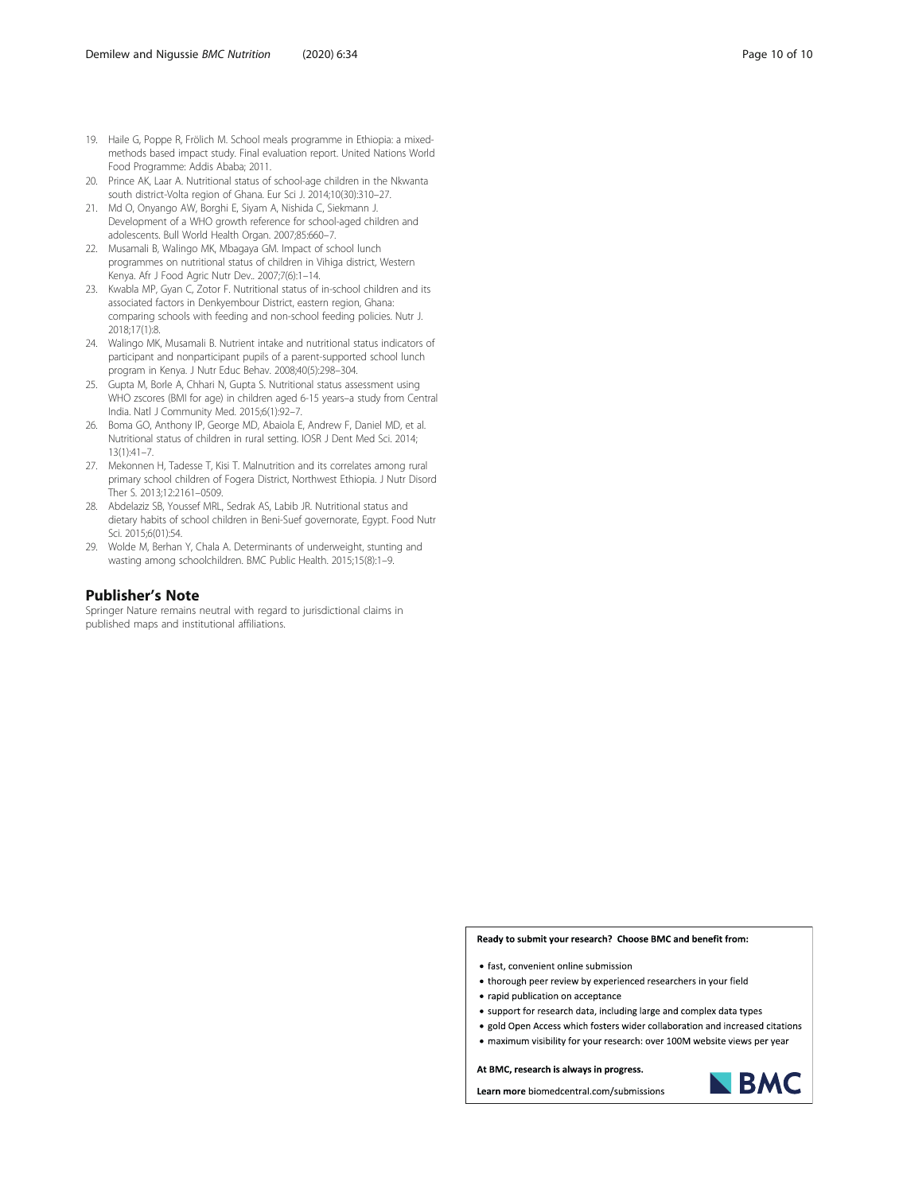19. Haile G, Poppe R, Frölich M. School meals programme in Ethiopia: a mixed-methods based impact study. Final evaluation report. United Nations World Food Programme: Addis Ababa; 2011.
20. Prince AK, Laar A. Nutritional status of school-age children in the Nkwanta south district-Volta region of Ghana. Eur Sci J. 2014;10(30):310–27.
21. Md O, Onyango AW, Borghi E, Siyam A, Nishida C, Siekmann J. Development of a WHO growth reference for school-aged children and adolescents. Bull World Health Organ. 2007;85:660–7.
22. Musamali B, Walingo MK, Mbagaya GM. Impact of school lunch programmes on nutritional status of children in Vihiga district, Western Kenya. Afr J Food Agric Nutr Dev.. 2007;7(6):1–14.
23. Kwabla MP, Gyan C, Zotor F. Nutritional status of in-school children and its associated factors in Denkyembour District, eastern region, Ghana: comparing schools with feeding and non-school feeding policies. Nutr J. 2018;17(1):8.
24. Walingo MK, Musamali B. Nutrient intake and nutritional status indicators of participant and nonparticipant pupils of a parent-supported school lunch program in Kenya. J Nutr Educ Behav. 2008;40(5):298–304.
25. Gupta M, Borle A, Chhari N, Gupta S. Nutritional status assessment using WHO zscores (BMI for age) in children aged 6-15 years–a study from Central India. Natl J Community Med. 2015;6(1):92–7.
26. Boma GO, Anthony IP, George MD, Abaiola E, Andrew F, Daniel MD, et al. Nutritional status of children in rural setting. IOSR J Dent Med Sci. 2014;13(1):41–7.
27. Mekonnen H, Tadesse T, Kisi T. Malnutrition and its correlates among rural primary school children of Fogera District, Northwest Ethiopia. J Nutr Disord Ther S. 2013;12:2161–0509.
28. Abdelaziz SB, Youssef MRL, Sedrak AS, Labib JR. Nutritional status and dietary habits of school children in Beni-Suef governorate, Egypt. Food Nutr Sci. 2015;6(01):54.
29. Wolde M, Berhan Y, Chala A. Determinants of underweight, stunting and wasting among schoolchildren. BMC Public Health. 2015;15(8):1–9.

## Publisher's Note

Springer Nature remains neutral with regard to jurisdictional claims in published maps and institutional affiliations.